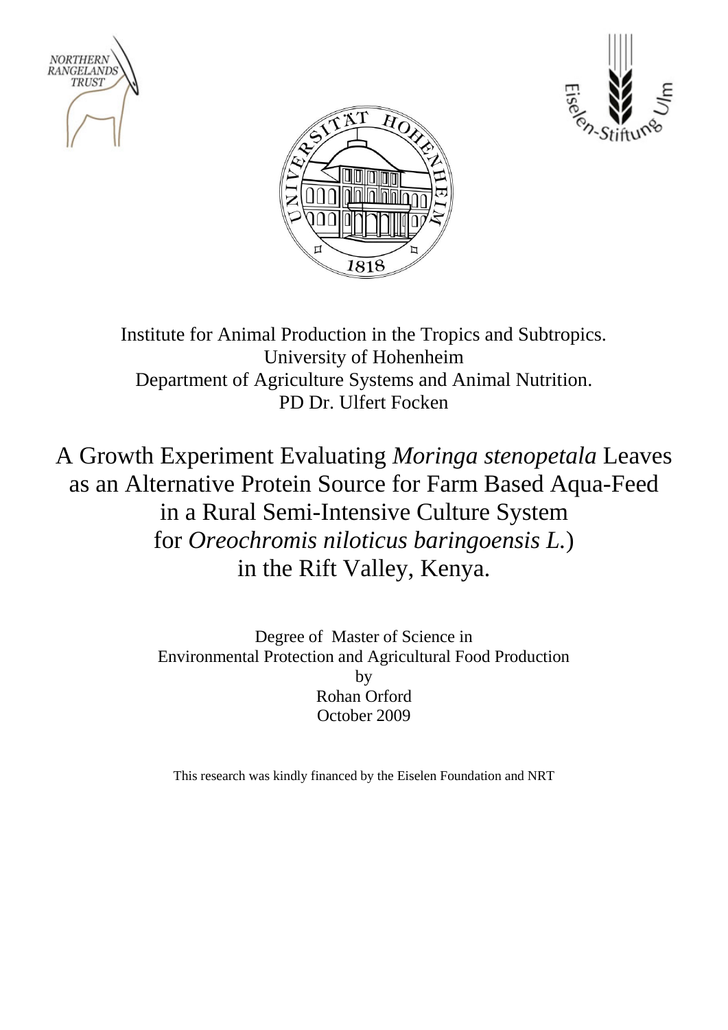Institute for Animal Production in the Tropics and Subtropics.
University of Hohenheim
Department of Agriculture Systems and Animal Nutrition.
PD Dr. Ulfert Focken

# A Growth Experiment Evaluating *Moringa stenopetala* Leaves as an Alternative Protein Source for Farm Based Aqua-Feed in a Rural Semi-Intensive Culture System for *Oreochromis niloticus baringoensis L.*) in the Rift Valley, Kenya.

Degree of Master of Science in
Environmental Protection and Agricultural Food Production
by
Rohan Orford
October 2009

This research was kindly financed by the Eiselen Foundation and NRT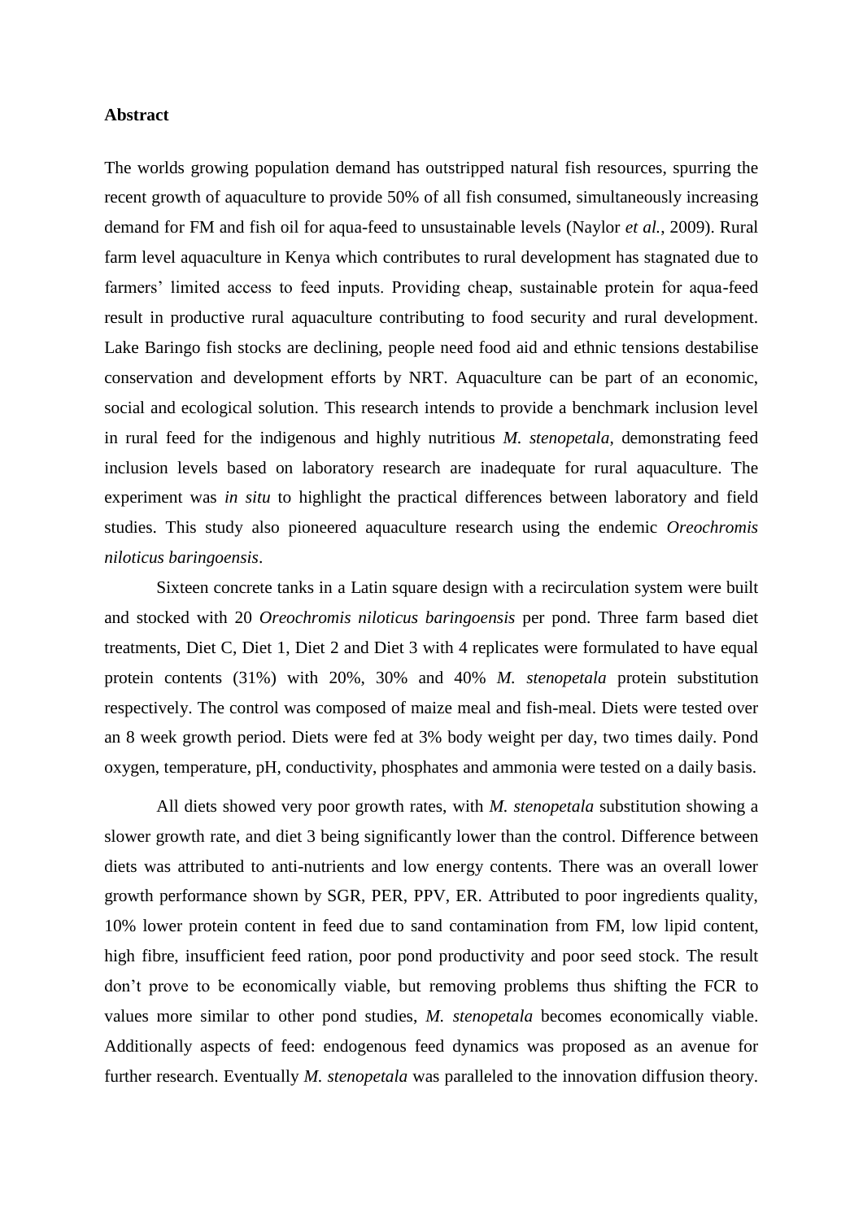**Abstract**

The worlds growing population demand has outstripped natural fish resources, spurring the recent growth of aquaculture to provide 50% of all fish consumed, simultaneously increasing demand for FM and fish oil for aqua-feed to unsustainable levels (Naylor *et al.*, 2009). Rural farm level aquaculture in Kenya which contributes to rural development has stagnated due to farmers' limited access to feed inputs. Providing cheap, sustainable protein for aqua-feed result in productive rural aquaculture contributing to food security and rural development. Lake Baringo fish stocks are declining, people need food aid and ethnic tensions destabilise conservation and development efforts by NRT. Aquaculture can be part of an economic, social and ecological solution. This research intends to provide a benchmark inclusion level in rural feed for the indigenous and highly nutritious *M. stenopetala*, demonstrating feed inclusion levels based on laboratory research are inadequate for rural aquaculture. The experiment was *in situ* to highlight the practical differences between laboratory and field studies. This study also pioneered aquaculture research using the endemic *Oreochromis niloticus baringoensis*.

Sixteen concrete tanks in a Latin square design with a recirculation system were built and stocked with 20 *Oreochromis niloticus baringoensis* per pond. Three farm based diet treatments, Diet C, Diet 1, Diet 2 and Diet 3 with 4 replicates were formulated to have equal protein contents (31%) with 20%, 30% and 40% *M. stenopetala* protein substitution respectively. The control was composed of maize meal and fish-meal. Diets were tested over an 8 week growth period. Diets were fed at 3% body weight per day, two times daily. Pond oxygen, temperature, pH, conductivity, phosphates and ammonia were tested on a daily basis.

All diets showed very poor growth rates, with *M. stenopetala* substitution showing a slower growth rate, and diet 3 being significantly lower than the control. Difference between diets was attributed to anti-nutrients and low energy contents. There was an overall lower growth performance shown by SGR, PER, PPV, ER. Attributed to poor ingredients quality, 10% lower protein content in feed due to sand contamination from FM, low lipid content, high fibre, insufficient feed ration, poor pond productivity and poor seed stock. The result don't prove to be economically viable, but removing problems thus shifting the FCR to values more similar to other pond studies, *M. stenopetala* becomes economically viable. Additionally aspects of feed: endogenous feed dynamics was proposed as an avenue for further research. Eventually *M. stenopetala* was paralleled to the innovation diffusion theory.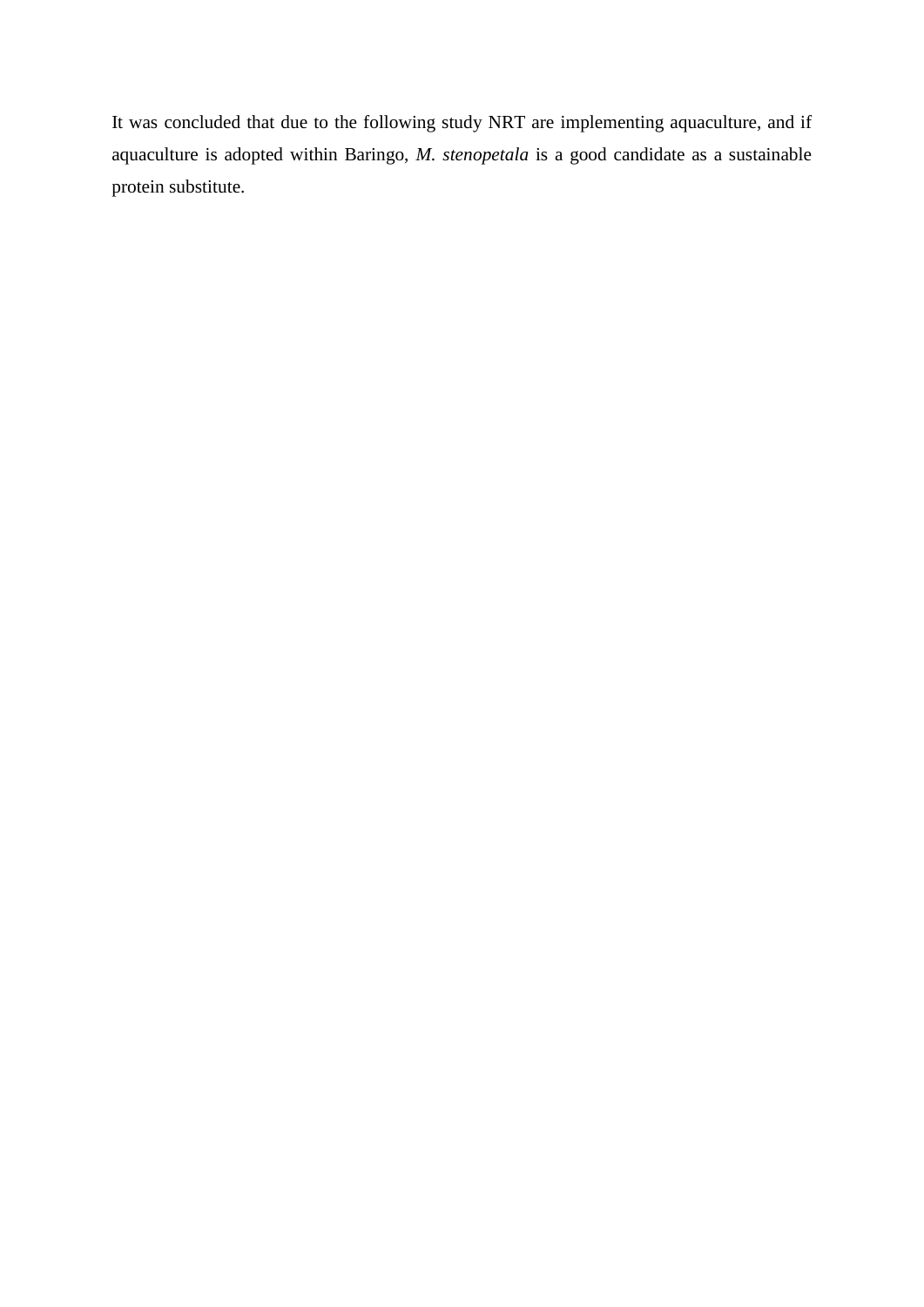It was concluded that due to the following study NRT are implementing aquaculture, and if aquaculture is adopted within Baringo, *M. stenopetala* is a good candidate as a sustainable protein substitute.